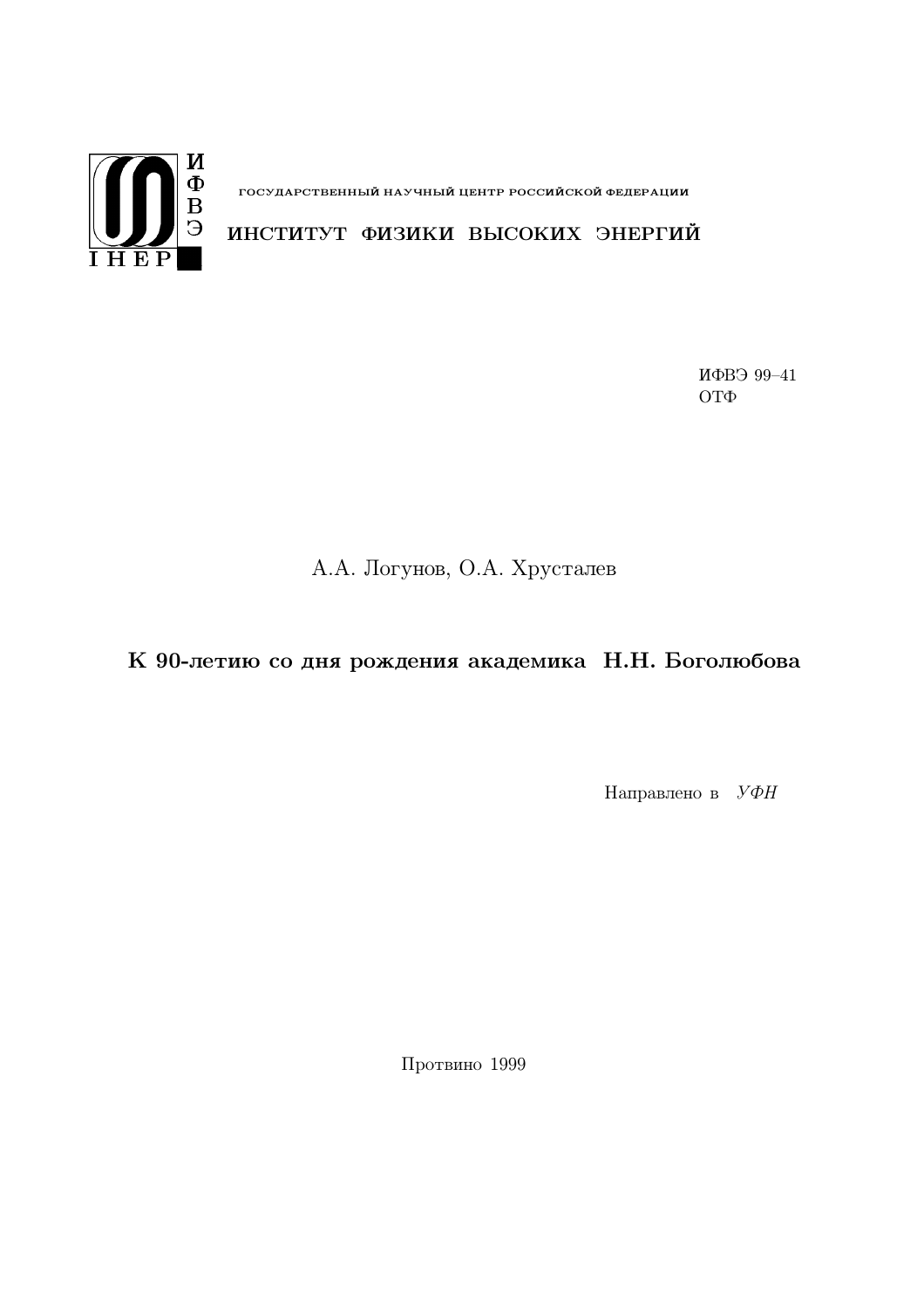ИФВЭ
IHEP

ГОСУДАРСТВЕННЫЙ НАУЧНЫЙ ЦЕНТР РОССИЙСКОЙ ФЕДЕРАЦИИ

ИНСТИТУТ ФИЗИКИ ВЫСОКИХ ЭНЕРГИЙ

ИФВЭ 99–41
ОТФ

А.А. Логунов, О.А. Хрусталев

# К 90-летию со дня рождения академика Н.Н. Боголюбова

Направлено в *УФН*

Протвино 1999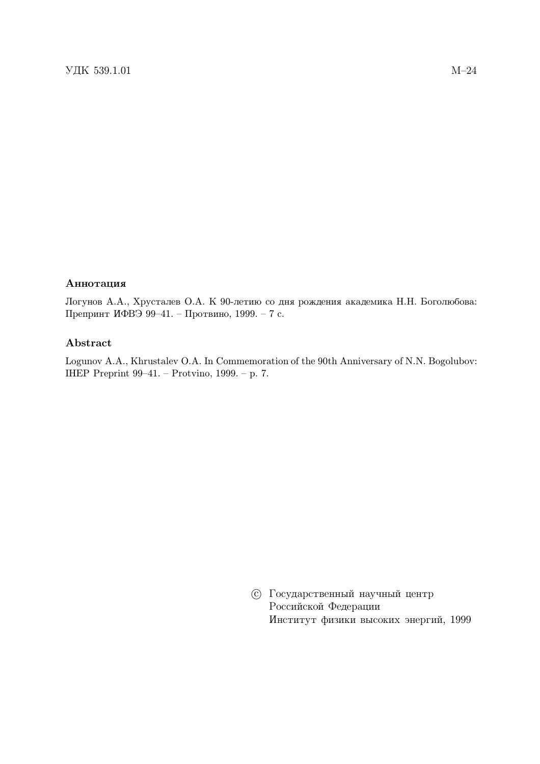УДК 539.1.01 М–24

### Аннотация

Логунов А.А., Хрусталев О.А. К 90-летию со дня рождения академика Н.Н. Боголюбова: Препринт ИФВЭ 99–41. – Протвино, 1999. – 7 с.

### Abstract

Logunov A.A., Khrustalev O.A. In Commemoration of the 90th Anniversary of N.N. Bogolubov: IHEP Preprint 99–41. – Protvino, 1999. – p. 7.

© Государственный научный центр
Российской Федерации
Институт физики высоких энергий, 1999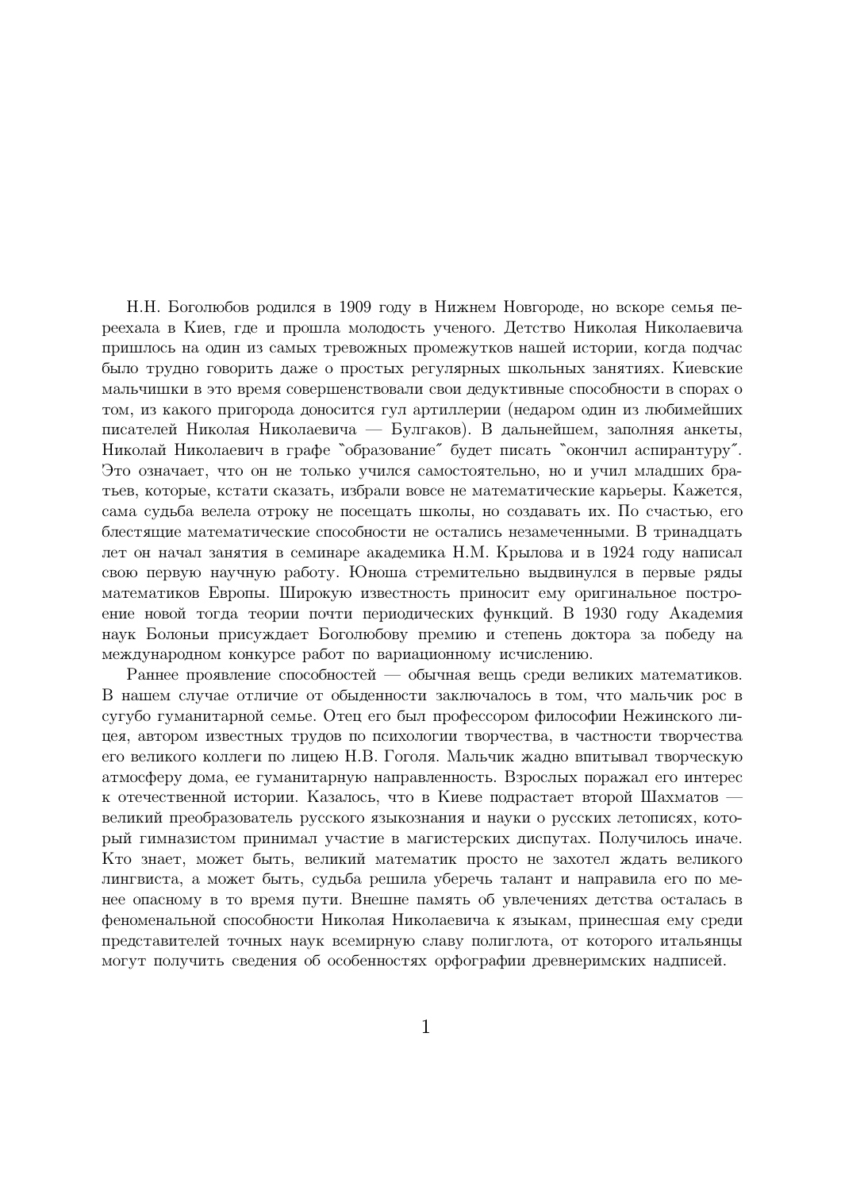Н.Н. Боголюбов родился в 1909 году в Нижнем Новгороде, но вскоре семья переехала в Киев, где и прошла молодость ученого. Детство Николая Николаевича пришлось на один из самых тревожных промежутков нашей истории, когда подчас было трудно говорить даже о простых регулярных школьных занятиях. Киевские мальчишки в это время совершенствовали свои дедуктивные способности в спорах о том, из какого пригорода доносится гул артиллерии (недаром один из любимейших писателей Николая Николаевича — Булгаков). В дальнейшем, заполняя анкеты, Николай Николаевич в графе "образование" будет писать "окончил аспирантуру". Это означает, что он не только учился самостоятельно, но и учил младших братьев, которые, кстати сказать, избрали вовсе не математические карьеры. Кажется, сама судьба велела отроку не посещать школы, но создавать их. По счастью, его блестящие математические способности не остались незамеченными. В тринадцать лет он начал занятия в семинаре академика Н.М. Крылова и в 1924 году написал свою первую научную работу. Юноша стремительно выдвинулся в первые ряды математиков Европы. Широкую известность приносит ему оригинальное построение новой тогда теории почти периодических функций. В 1930 году Академия наук Болоньи присуждает Боголюбову премию и степень доктора за победу на международном конкурсе работ по вариационному исчислению.

Раннее проявление способностей — обычная вещь среди великих математиков. В нашем случае отличие от обыденности заключалось в том, что мальчик рос в сугубо гуманитарной семье. Отец его был профессором философии Нежинского лицея, автором известных трудов по психологии творчества, в частности творчества его великого коллеги по лицею Н.В. Гоголя. Мальчик жадно впитывал творческую атмосферу дома, ее гуманитарную направленность. Взрослых поражал его интерес к отечественной истории. Казалось, что в Киеве подрастает второй Шахматов — великий преобразователь русского языкознания и науки о русских летописях, который гимназистом принимал участие в магистерских диспутах. Получилось иначе. Кто знает, может быть, великий математик просто не захотел ждать великого лингвиста, а может быть, судьба решила уберечь талант и направила его по менее опасному в то время пути. Внешне память об увлечениях детства осталась в феноменальной способности Николая Николаевича к языкам, принесшая ему среди представителей точных наук всемирную славу полиглота, от которого итальянцы могут получить сведения об особенностях орфографии древнеримских надписей.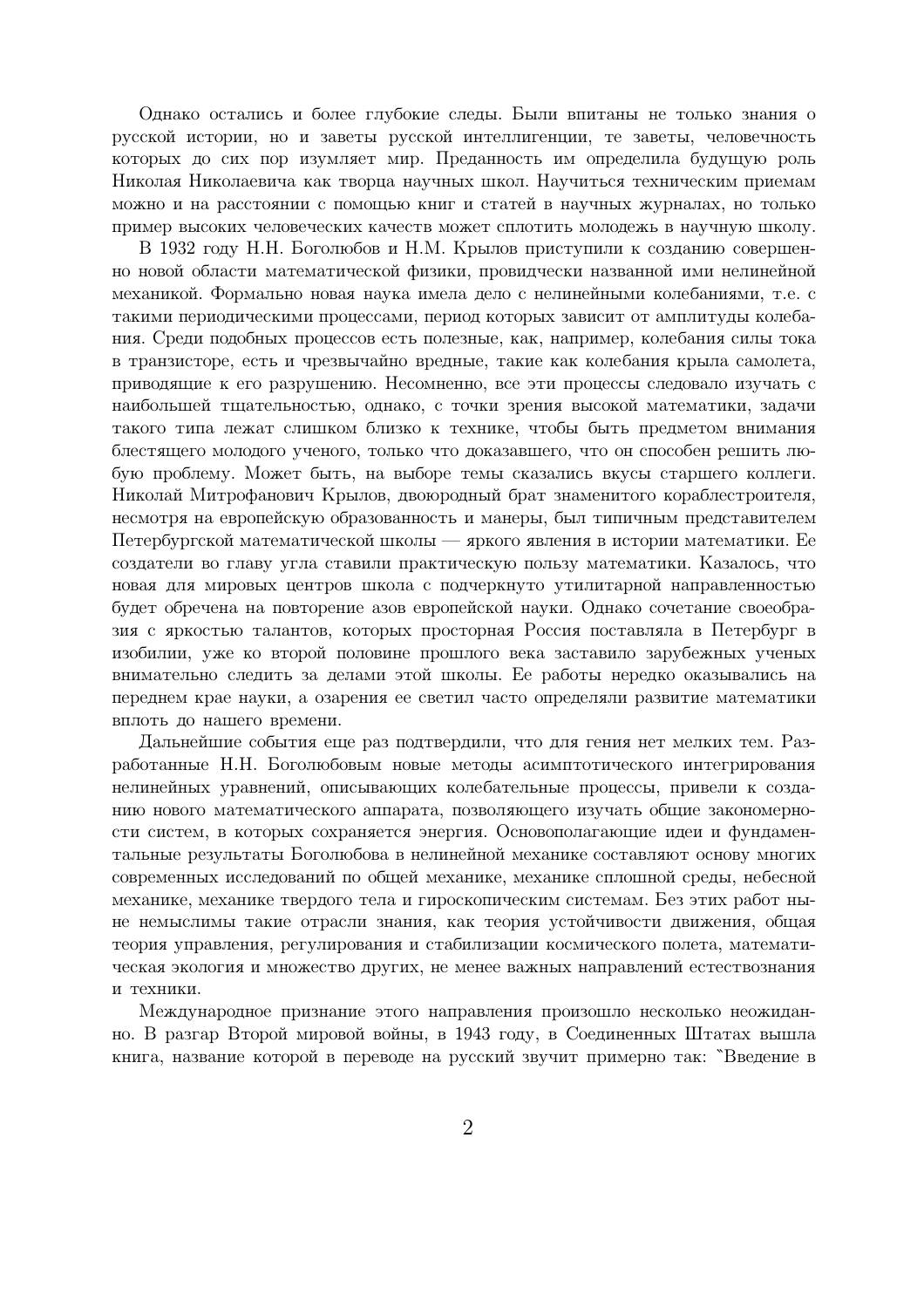Однако остались и более глубокие следы. Были впитаны не только знания о русской истории, но и заветы русской интеллигенции, те заветы, человечность которых до сих пор изумляет мир. Преданность им определила будущую роль Николая Николаевича как творца научных школ. Научиться техническим приемам можно и на расстоянии с помощью книг и статей в научных журналах, но только пример высоких человеческих качеств может сплотить молодежь в научную школу.

В 1932 году Н.Н. Боголюбов и Н.М. Крылов приступили к созданию совершенно новой области математической физики, провидчески названной ими нелинейной механикой. Формально новая наука имела дело с нелинейными колебаниями, т.е. с такими периодическими процессами, период которых зависит от амплитуды колебания. Среди подобных процессов есть полезные, как, например, колебания силы тока в транзисторе, есть и чрезвычайно вредные, такие как колебания крыла самолета, приводящие к его разрушению. Несомненно, все эти процессы следовало изучать с наибольшей тщательностью, однако, с точки зрения высокой математики, задачи такого типа лежат слишком близко к технике, чтобы быть предметом внимания блестящего молодого ученого, только что доказавшего, что он способен решить любую проблему. Может быть, на выборе темы сказались вкусы старшего коллеги. Николай Митрофанович Крылов, двоюродный брат знаменитого кораблестроителя, несмотря на европейскую образованность и манеры, был типичным представителем Петербургской математической школы — яркого явления в истории математики. Ее создатели во главу угла ставили практическую пользу математики. Казалось, что новая для мировых центров школа с подчеркнуто утилитарной направленностью будет обречена на повторение азов европейской науки. Однако сочетание своеобразия с яркостью талантов, которых просторная Россия поставляла в Петербург в изобилии, уже ко второй половине прошлого века заставило зарубежных ученых внимательно следить за делами этой школы. Ее работы нередко оказывались на переднем крае науки, а озарения ее светил часто определяли развитие математики вплоть до нашего времени.

Дальнейшие события еще раз подтвердили, что для гения нет мелких тем. Разработанные Н.Н. Боголюбовым новые методы асимптотического интегрирования нелинейных уравнений, описывающих колебательные процессы, привели к созданию нового математического аппарата, позволяющего изучать общие закономерности систем, в которых сохраняется энергия. Основополагающие идеи и фундаментальные результаты Боголюбова в нелинейной механике составляют основу многих современных исследований по общей механике, механике сплошной среды, небесной механике, механике твердого тела и гироскопическим системам. Без этих работ ныне немыслимы такие отрасли знания, как теория устойчивости движения, общая теория управления, регулирования и стабилизации космического полета, математическая экология и множество других, не менее важных направлений естествознания и техники.

Международное признание этого направления произошло несколько неожиданно. В разгар Второй мировой войны, в 1943 году, в Соединенных Штатах вышла книга, название которой в переводе на русский звучит примерно так: "Введение в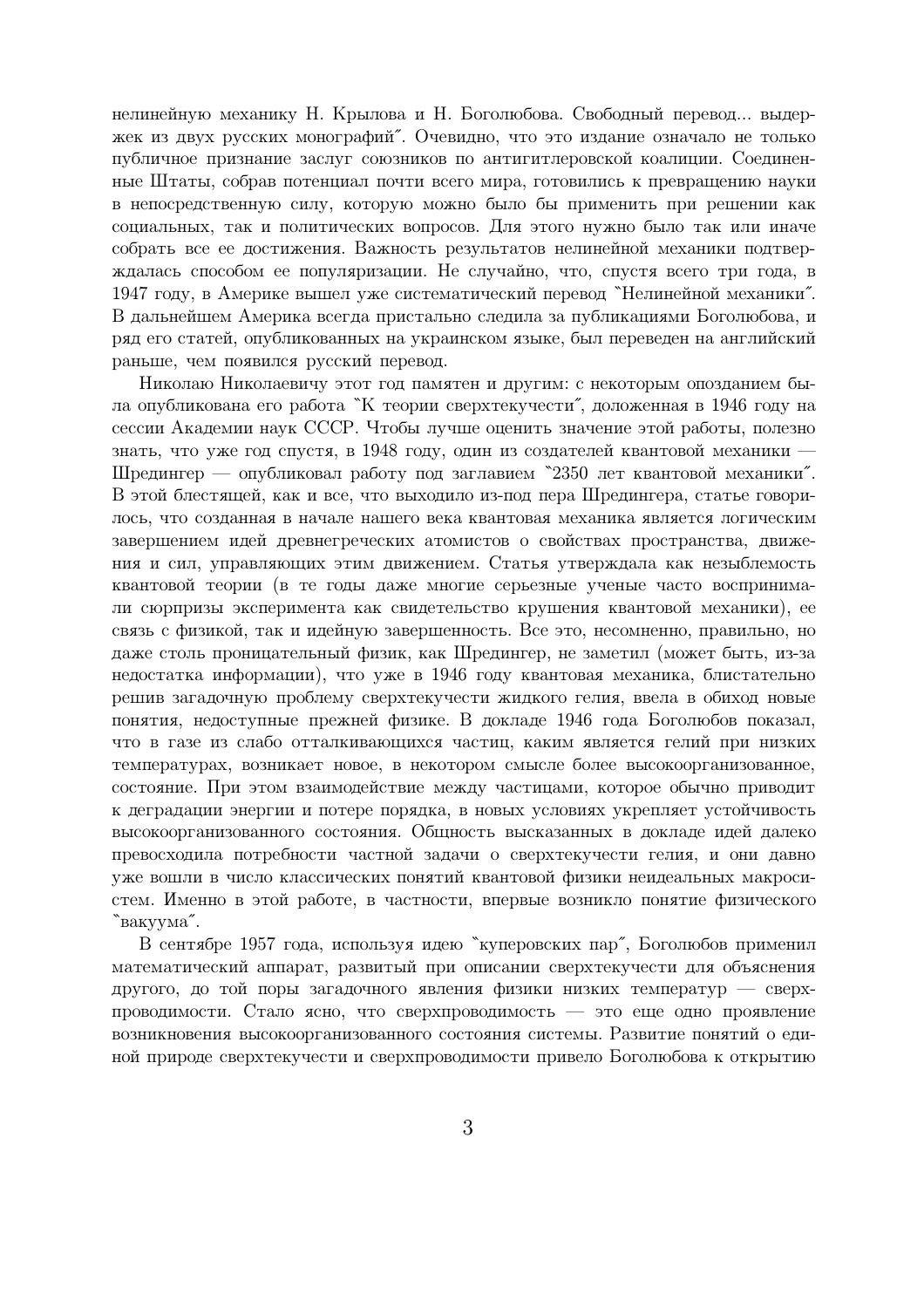нелинейную механику Н. Крылова и Н. Боголюбова. Свободный перевод... выдержек из двух русских монографий". Очевидно, что это издание означало не только публичное признание заслуг союзников по антигитлеровской коалиции. Соединенные Штаты, собрав потенциал почти всего мира, готовились к превращению науки в непосредственную силу, которую можно было бы применить при решении как социальных, так и политических вопросов. Для этого нужно было так или иначе собрать все ее достижения. Важность результатов нелинейной механики подтверждалась способом ее популяризации. Не случайно, что, спустя всего три года, в 1947 году, в Америке вышел уже систематический перевод "Нелинейной механики". В дальнейшем Америка всегда пристально следила за публикациями Боголюбова, и ряд его статей, опубликованных на украинском языке, был переведен на английский раньше, чем появился русский перевод.

Николаю Николаевичу этот год памятен и другим: с некоторым опозданием была опубликована его работа "К теории сверхтекучести", доложенная в 1946 году на сессии Академии наук СССР. Чтобы лучше оценить значение этой работы, полезно знать, что уже год спустя, в 1948 году, один из создателей квантовой механики — Шредингер — опубликовал работу под заглавием "2350 лет квантовой механики". В этой блестящей, как и все, что выходило из-под пера Шредингера, статье говорилось, что созданная в начале нашего века квантовая механика является логическим завершением идей древнегреческих атомистов о свойствах пространства, движения и сил, управляющих этим движением. Статья утверждала как незыблемость квантовой теории (в те годы даже многие серьезные ученые часто воспринимали сюрпризы эксперимента как свидетельство крушения квантовой механики), ее связь с физикой, так и идейную завершенность. Все это, несомненно, правильно, но даже столь проницательный физик, как Шредингер, не заметил (может быть, из-за недостатка информации), что уже в 1946 году квантовая механика, блистательно решив загадочную проблему сверхтекучести жидкого гелия, ввела в обиход новые понятия, недоступные прежней физике. В докладе 1946 года Боголюбов показал, что в газе из слабо отталкивающихся частиц, каким является гелий при низких температурах, возникает новое, в некотором смысле более высокоорганизованное, состояние. При этом взаимодействие между частицами, которое обычно приводит к деградации энергии и потере порядка, в новых условиях укрепляет устойчивость высокоорганизованного состояния. Общность высказанных в докладе идей далеко превосходила потребности частной задачи о сверхтекучести гелия, и они давно уже вошли в число классических понятий квантовой физики неидеальных макросистем. Именно в этой работе, в частности, впервые возникло понятие физического "вакуума".

В сентябре 1957 года, используя идею "куперовских пар", Боголюбов применил математический аппарат, развитый при описании сверхтекучести для объяснения другого, до той поры загадочного явления физики низких температур — сверхпроводимости. Стало ясно, что сверхпроводимость — это еще одно проявление возникновения высокоорганизованного состояния системы. Развитие понятий о единой природе сверхтекучести и сверхпроводимости привело Боголюбова к открытию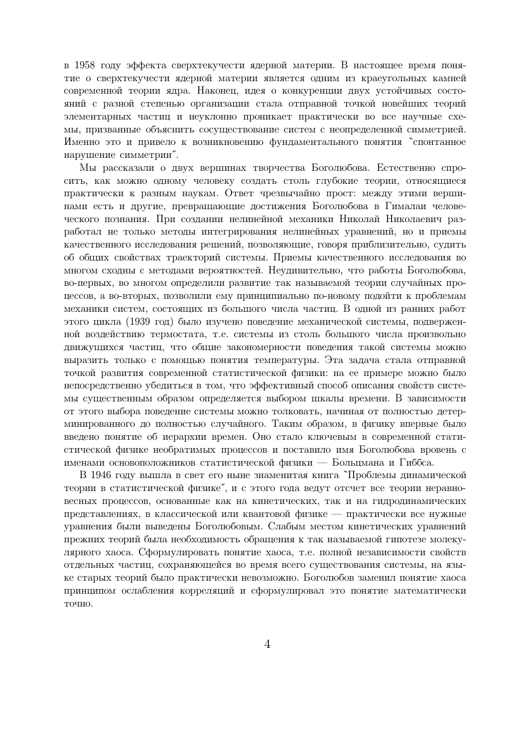в 1958 году эффекта сверхтекучести ядерной материи. В настоящее время понятие о сверхтекучести ядерной материи является одним из краеугольных камней современной теории ядра. Наконец, идея о конкуренции двух устойчивых состояний с разной степенью организации стала отправной точкой новейших теорий элементарных частиц и неуклонно проникает практически во все научные схемы, призванные объяснить сосуществование систем с неопределенной симметрией. Именно это и привело к возникновению фундаментального понятия "спонтанное нарушение симметрии".

Мы рассказали о двух вершинах творчества Боголюбова. Естественно спросить, как можно одному человеку создать столь глубокие теории, относящиеся практически к разным наукам. Ответ чрезвычайно прост: между этими вершинами есть и другие, превращающие достижения Боголюбова в Гималаи человеческого познания. При создании нелинейной механики Николай Николаевич разработал не только методы интегрирования нелинейных уравнений, но и приемы качественного исследования решений, позволяющие, говоря приблизительно, судить об общих свойствах траекторий системы. Приемы качественного исследования во многом сходны с методами вероятностей. Неудивительно, что работы Боголюбова, во-первых, во многом определили развитие так называемой теории случайных процессов, а во-вторых, позволили ему принципиально по-новому подойти к проблемам механики систем, состоящих из большого числа частиц. В одной из ранних работ этого цикла (1939 год) было изучено поведение механической системы, подверженной воздействию термостата, т.е. системы из столь большого числа произвольно движущихся частиц, что общие закономерности поведения такой системы можно выразить только с помощью понятия температуры. Эта задача стала отправной точкой развития современной статистической физики: на ее примере можно было непосредственно убедиться в том, что эффективный способ описания свойств системы существенным образом определяется выбором шкалы времени. В зависимости от этого выбора поведение системы можно толковать, начиная от полностью детерминированного до полностью случайного. Таким образом, в физику впервые было введено понятие об иерархии времен. Оно стало ключевым в современной статистической физике необратимых процессов и поставило имя Боголюбова вровень с именами основоположников статистической физики — Больцмана и Гиббса.

В 1946 году вышла в свет его ныне знаменитая книга "Проблемы динамической теории в статистической физике", и с этого года ведут отсчет все теории неравновесных процессов, основанные как на кинетических, так и на гидродинамических представлениях, в классической или квантовой физике — практически все нужные уравнения были выведены Боголюбовым. Слабым местом кинетических уравнений прежних теорий была необходимость обращения к так называемой гипотезе молекулярного хаоса. Сформулировать понятие хаоса, т.е. полной независимости свойств отдельных частиц, сохраняющейся во время всего существования системы, на языке старых теорий было практически невозможно. Боголюбов заменил понятие хаоса принципом ослабления корреляций и сформулировал это понятие математически точно.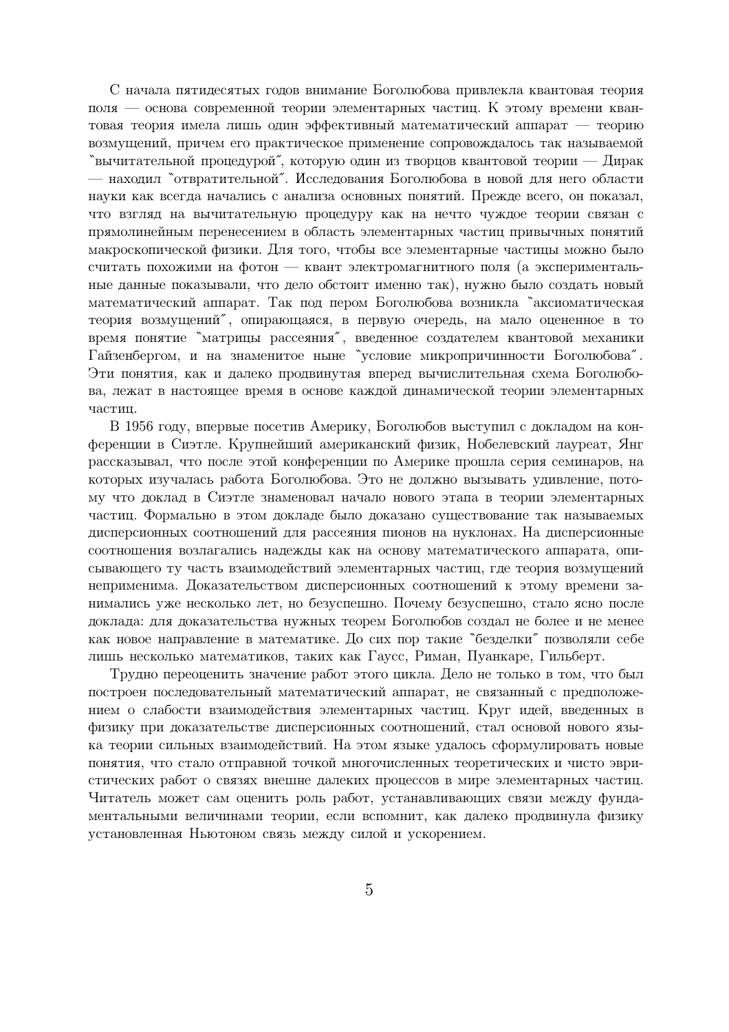С начала пятидесятых годов внимание Боголюбова привлекла квантовая теория поля — основа современной теории элементарных частиц. К этому времени квантовая теория имела лишь один эффективный математический аппарат — теорию возмущений, причем его практическое применение сопровождалось так называемой "вычитательной процедурой", которую один из творцов квантовой теории — Дирак — находил "отвратительной". Исследования Боголюбова в новой для него области науки как всегда начались с анализа основных понятий. Прежде всего, он показал, что взгляд на вычитательную процедуру как на нечто чуждое теории связан с прямолинейным перенесением в область элементарных частиц привычных понятий макроскопической физики. Для того, чтобы все элементарные частицы можно было считать похожими на фотон — квант электромагнитного поля (а экспериментальные данные показывали, что дело обстоит именно так), нужно было создать новый математический аппарат. Так под пером Боголюбова возникла "аксиоматическая теория возмущений", опирающаяся, в первую очередь, на мало оцененное в то время понятие "матрицы рассеяния", введенное создателем квантовой механики Гайзенбергом, и на знаменитое ныне "условие микропричинности Боголюбова". Эти понятия, как и далеко продвинутая вперед вычислительная схема Боголюбова, лежат в настоящее время в основе каждой динамической теории элементарных частиц.

В 1956 году, впервые посетив Америку, Боголюбов выступил с докладом на конференции в Сиэтле. Крупнейший американский физик, Нобелевский лауреат, Янг рассказывал, что после этой конференции по Америке прошла серия семинаров, на которых изучалась работа Боголюбова. Это не должно вызывать удивление, потому что доклад в Сиэтле знаменовал начало нового этапа в теории элементарных частиц. Формально в этом докладе было доказано существование так называемых дисперсионных соотношений для рассеяния пионов на нуклонах. На дисперсионные соотношения возлагались надежды как на основу математического аппарата, описывающего ту часть взаимодействий элементарных частиц, где теория возмущений неприменима. Доказательством дисперсионных соотношений к этому времени занимались уже несколько лет, но безуспешно. Почему безуспешно, стало ясно после доклада: для доказательства нужных теорем Боголюбов создал не более и не менее как новое направление в математике. До сих пор такие "безделки" позволяли себе лишь несколько математиков, таких как Гаусс, Риман, Пуанкаре, Гильберт.

Трудно переоценить значение работ этого цикла. Дело не только в том, что был построен последовательный математический аппарат, не связанный с предположением о слабости взаимодействия элементарных частиц. Круг идей, введенных в физику при доказательстве дисперсионных соотношений, стал основой нового языка теории сильных взаимодействий. На этом языке удалось сформулировать новые понятия, что стало отправной точкой многочисленных теоретических и чисто эвристических работ о связях внешне далеких процессов в мире элементарных частиц. Читатель может сам оценить роль работ, устанавливающих связи между фундаментальными величинами теории, если вспомнит, как далеко продвинула физику установленная Ньютоном связь между силой и ускорением.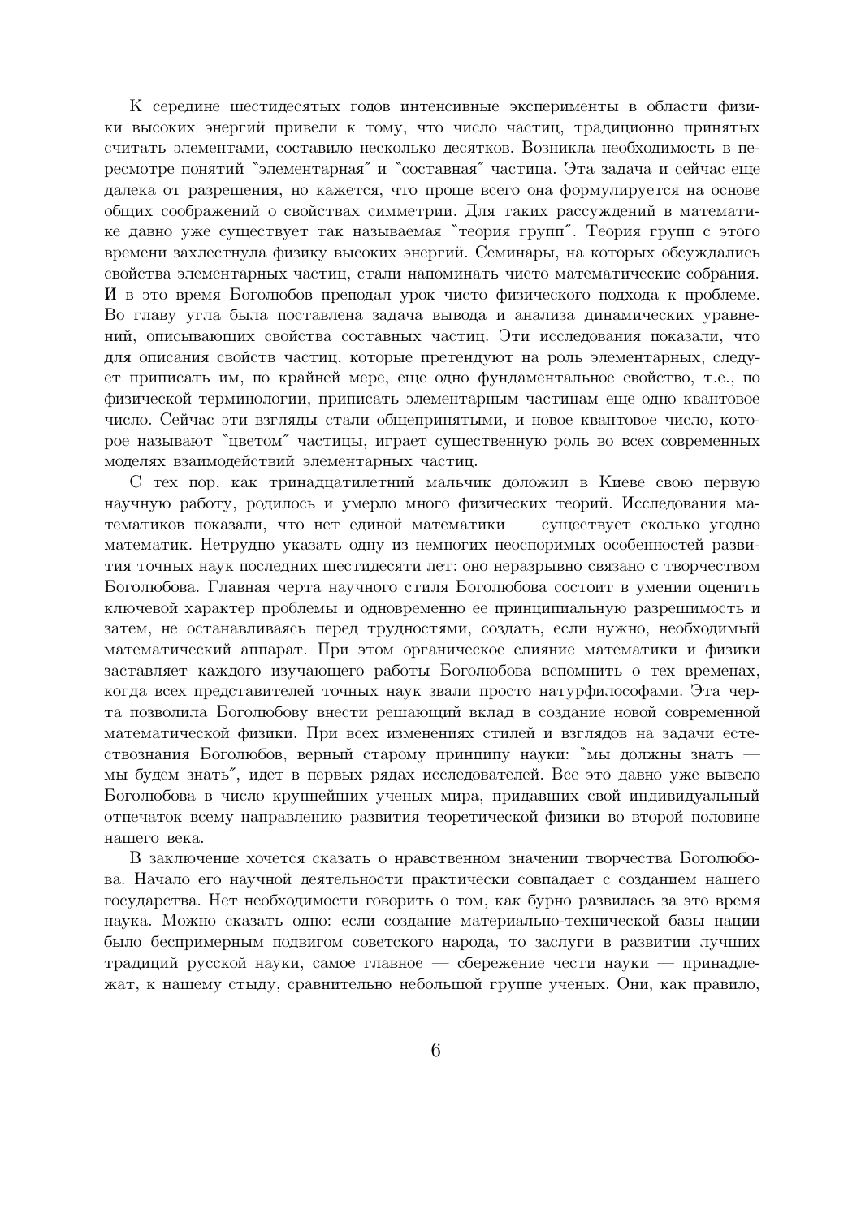К середине шестидесятых годов интенсивные эксперименты в области физики высоких энергий привели к тому, что число частиц, традиционно принятых считать элементами, составило несколько десятков. Возникла необходимость в пересмотре понятий "элементарная" и "составная" частица. Эта задача и сейчас еще далека от разрешения, но кажется, что проще всего она формулируется на основе общих соображений о свойствах симметрии. Для таких рассуждений в математике давно уже существует так называемая "теория групп". Теория групп с этого времени захлестнула физику высоких энергий. Семинары, на которых обсуждались свойства элементарных частиц, стали напоминать чисто математические собрания. И в это время Боголюбов преподал урок чисто физического подхода к проблеме. Во главу угла была поставлена задача вывода и анализа динамических уравнений, описывающих свойства составных частиц. Эти исследования показали, что для описания свойств частиц, которые претендуют на роль элементарных, следует приписать им, по крайней мере, еще одно фундаментальное свойство, т.е., по физической терминологии, приписать элементарным частицам еще одно квантовое число. Сейчас эти взгляды стали общепринятыми, и новое квантовое число, которое называют "цветом" частицы, играет существенную роль во всех современных моделях взаимодействий элементарных частиц.

С тех пор, как тринадцатилетний мальчик доложил в Киеве свою первую научную работу, родилось и умерло много физических теорий. Исследования математиков показали, что нет единой математики — существует сколько угодно математик. Нетрудно указать одну из немногих неоспоримых особенностей развития точных наук последних шестидесяти лет: оно неразрывно связано с творчеством Боголюбова. Главная черта научного стиля Боголюбова состоит в умении оценить ключевой характер проблемы и одновременно ее принципиальную разрешимость и затем, не останавливаясь перед трудностями, создать, если нужно, необходимый математический аппарат. При этом органическое слияние математики и физики заставляет каждого изучающего работы Боголюбова вспомнить о тех временах, когда всех представителей точных наук звали просто натурфилософами. Эта черта позволила Боголюбову внести решающий вклад в создание новой современной математической физики. При всех изменениях стилей и взглядов на задачи естествознания Боголюбов, верный старому принципу науки: "мы должны знать — мы будем знать", идет в первых рядах исследователей. Все это давно уже вывело Боголюбова в число крупнейших ученых мира, придавших свой индивидуальный отпечаток всему направлению развития теоретической физики во второй половине нашего века.

В заключение хочется сказать о нравственном значении творчества Боголюбова. Начало его научной деятельности практически совпадает с созданием нашего государства. Нет необходимости говорить о том, как бурно развилась за это время наука. Можно сказать одно: если создание материально-технической базы нации было беспримерным подвигом советского народа, то заслуги в развитии лучших традиций русской науки, самое главное — сбережение чести науки — принадлежат, к нашему стыду, сравнительно небольшой группе ученых. Они, как правило,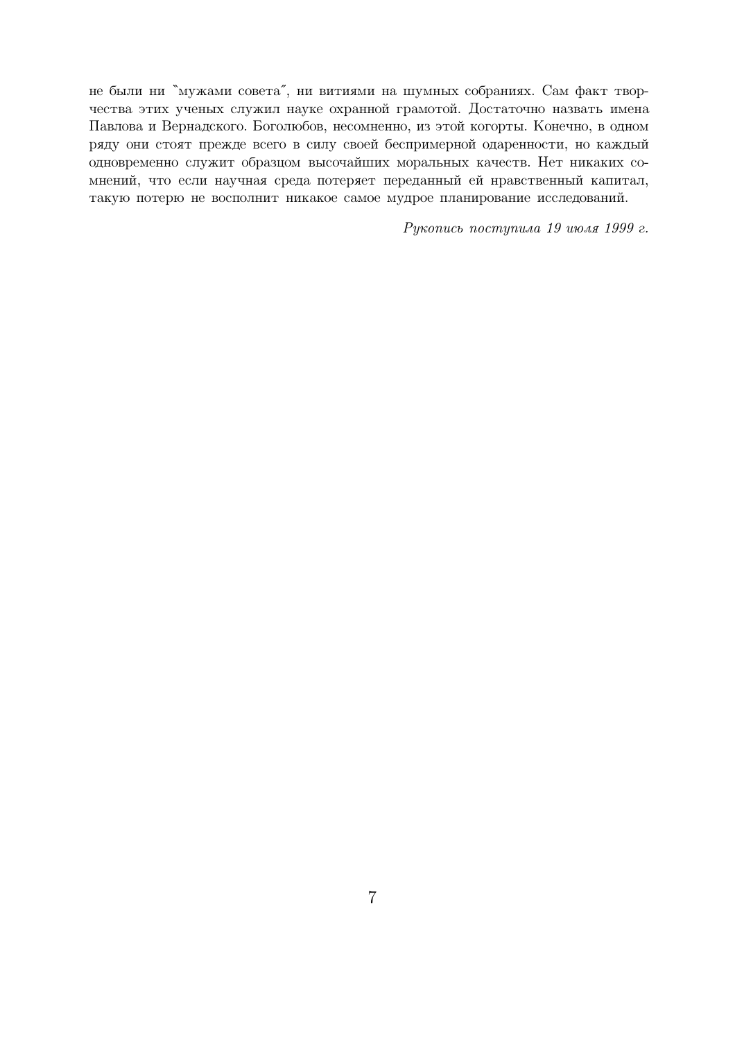не были ни "мужами совета", ни витиями на шумных собраниях. Сам факт творчества этих ученых служил науке охранной грамотой. Достаточно назвать имена Павлова и Вернадского. Боголюбов, несомненно, из этой когорты. Конечно, в одном ряду они стоят прежде всего в силу своей беспримерной одаренности, но каждый одновременно служит образцом высочайших моральных качеств. Нет никаких сомнений, что если научная среда потеряет переданный ей нравственный капитал, такую потерю не восполнит никакое самое мудрое планирование исследований.

*Рукопись поступила 19 июля 1999 г.*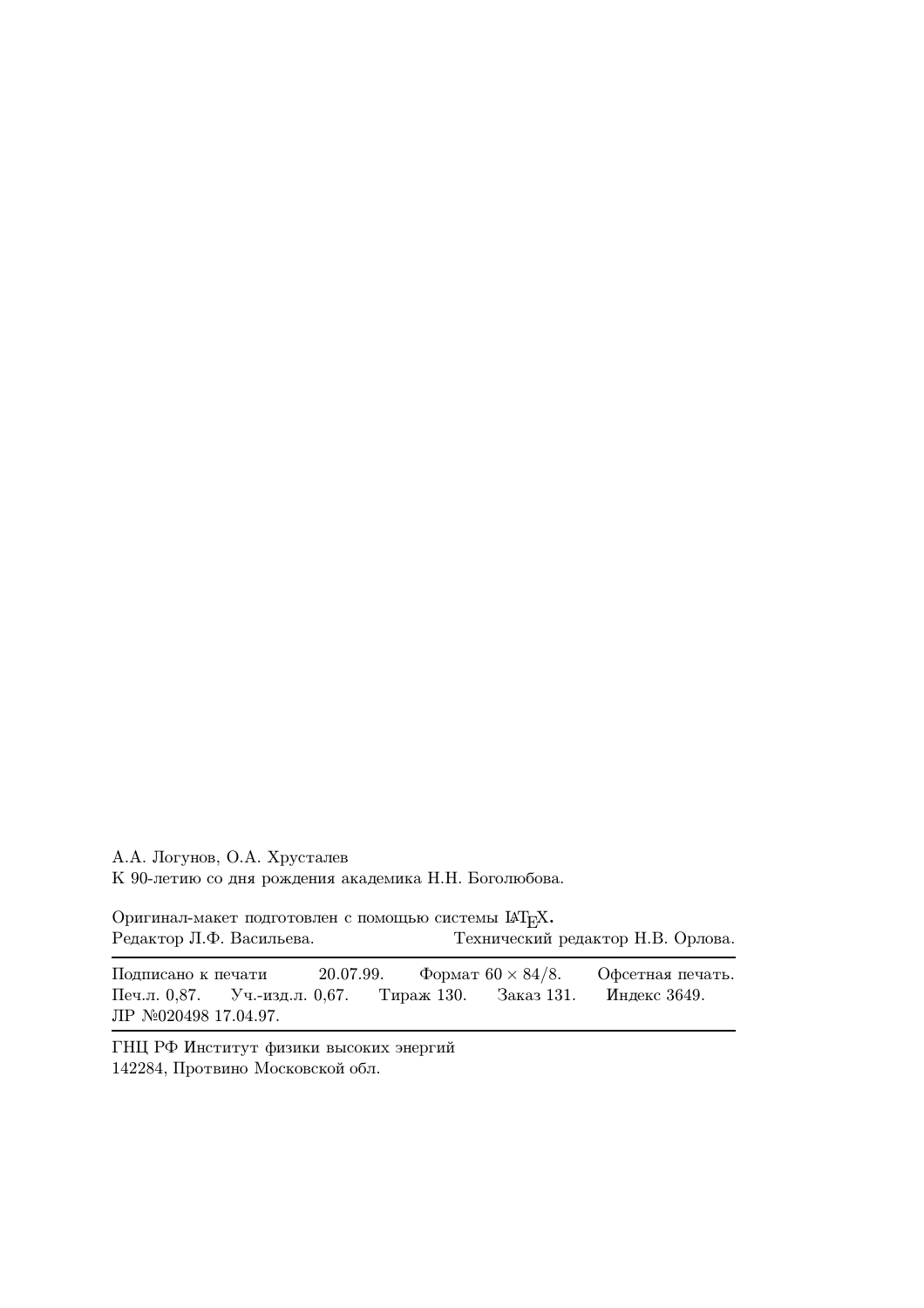А.А. Логунов, О.А. Хрусталев
К 90-летию со дня рождения академика Н.Н. Боголюбова.

Оригинал-макет подготовлен с помощью системы LaTeX.
Редактор Л.Ф. Васильева. Технический редактор Н.В. Орлова.

---

Подписано к печати 20.07.99. Формат $60 \times 84/8$. Офсетная печать.
Печ.л. 0,87. Уч.-изд.л. 0,67. Тираж 130. Заказ 131. Индекс 3649.
ЛР №020498 17.04.97.

---

ГНЦ РФ Институт физики высоких энергий
142284, Протвино Московской обл.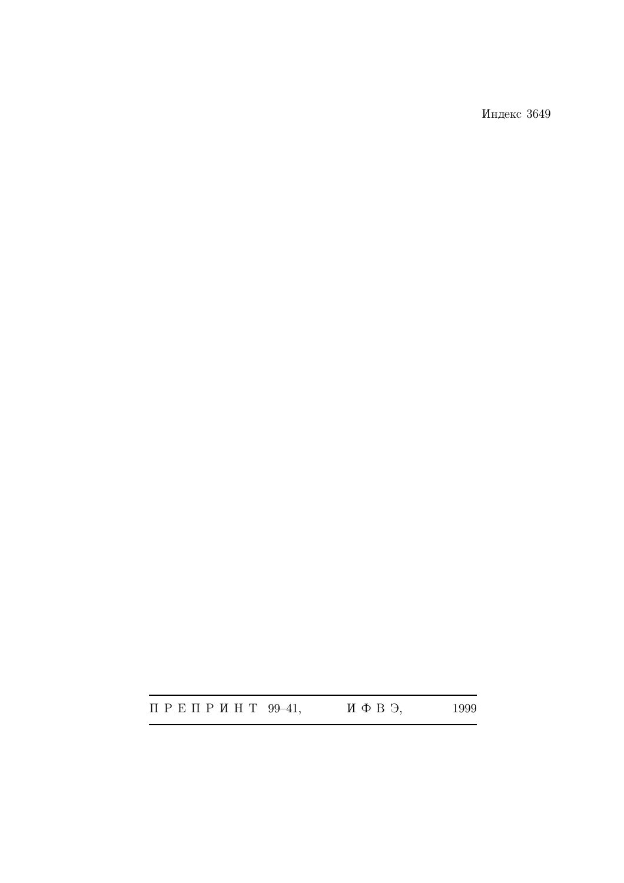Индекс 3649

---

П Р Е П Р И Н Т 99–41, И Ф В Э, 1999

---